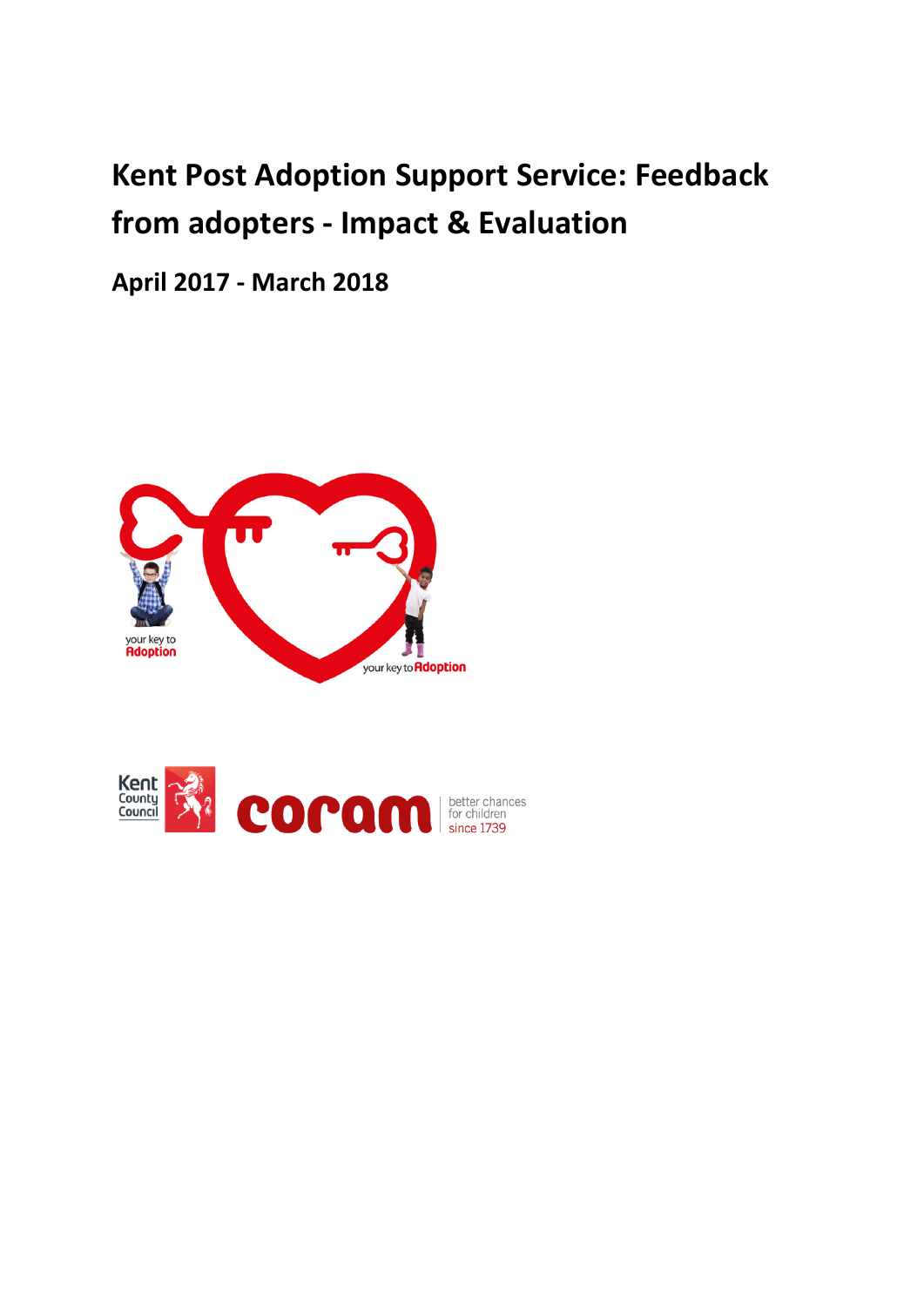# Kent Post Adoption Support Service: Feedback from adopters - Impact & Evaluation

## April 2017 - March 2018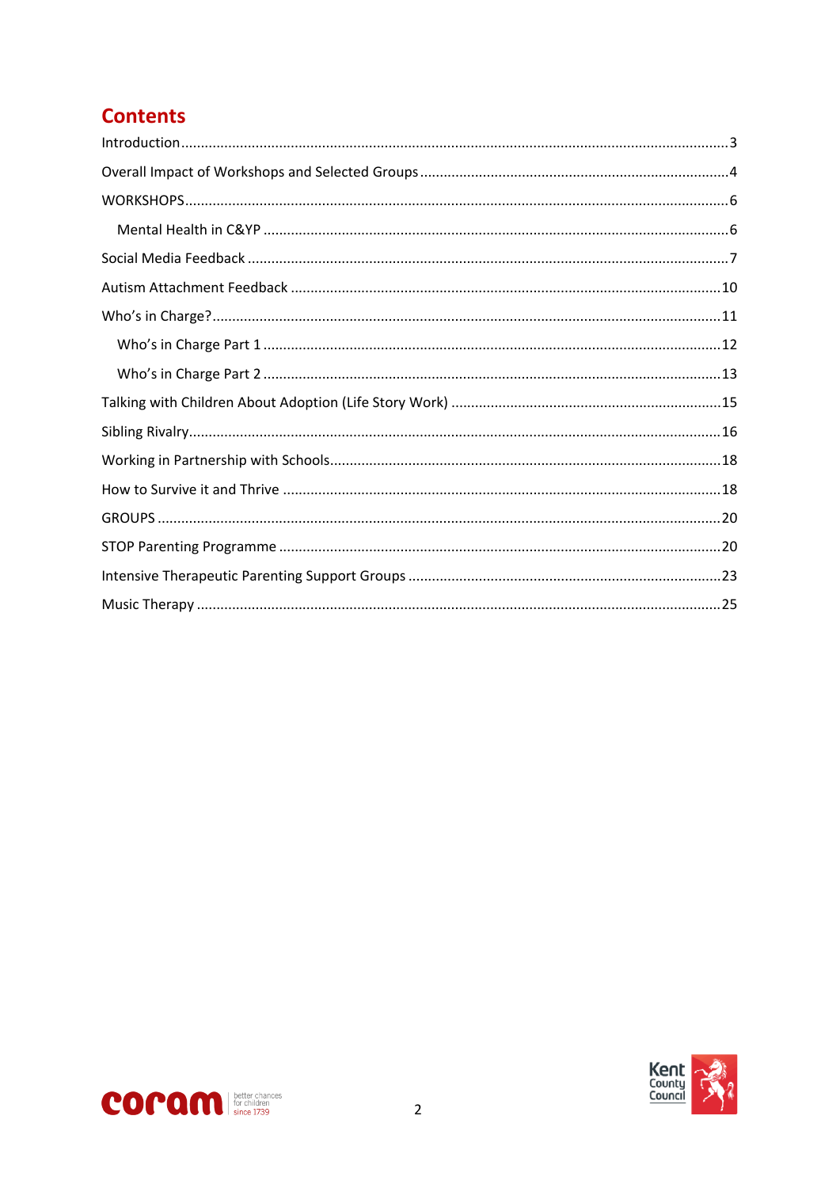# Contents

- Introduction ... 3
- Overall Impact of Workshops and Selected Groups ... 4
- WORKSHOPS ... 6
  - Mental Health in C&YP ... 6
- Social Media Feedback ... 7
- Autism Attachment Feedback ... 10
- Who's in Charge? ... 11
  - Who's in Charge Part 1 ... 12
  - Who's in Charge Part 2 ... 13
- Talking with Children About Adoption (Life Story Work) ... 15
- Sibling Rivalry ... 16
- Working in Partnership with Schools ... 18
- How to Survive it and Thrive ... 18
- GROUPS ... 20
- STOP Parenting Programme ... 20
- Intensive Therapeutic Parenting Support Groups ... 23
- Music Therapy ... 25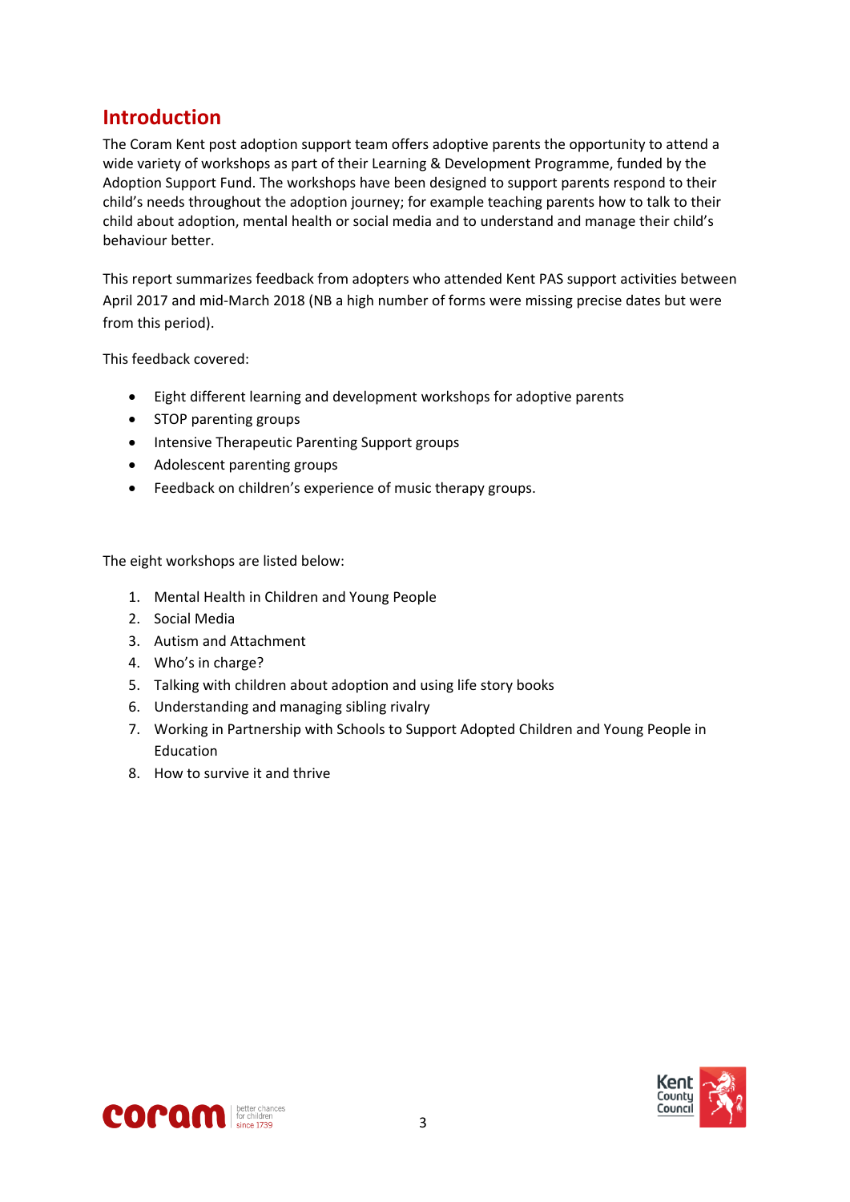## Introduction

The Coram Kent post adoption support team offers adoptive parents the opportunity to attend a wide variety of workshops as part of their Learning & Development Programme, funded by the Adoption Support Fund. The workshops have been designed to support parents respond to their child's needs throughout the adoption journey; for example teaching parents how to talk to their child about adoption, mental health or social media and to understand and manage their child's behaviour better.

This report summarizes feedback from adopters who attended Kent PAS support activities between April 2017 and mid-March 2018 (NB a high number of forms were missing precise dates but were from this period).

This feedback covered:

- Eight different learning and development workshops for adoptive parents
- STOP parenting groups
- Intensive Therapeutic Parenting Support groups
- Adolescent parenting groups
- Feedback on children's experience of music therapy groups.

The eight workshops are listed below:

1. Mental Health in Children and Young People
2. Social Media
3. Autism and Attachment
4. Who's in charge?
5. Talking with children about adoption and using life story books
6. Understanding and managing sibling rivalry
7. Working in Partnership with Schools to Support Adopted Children and Young People in Education
8. How to survive it and thrive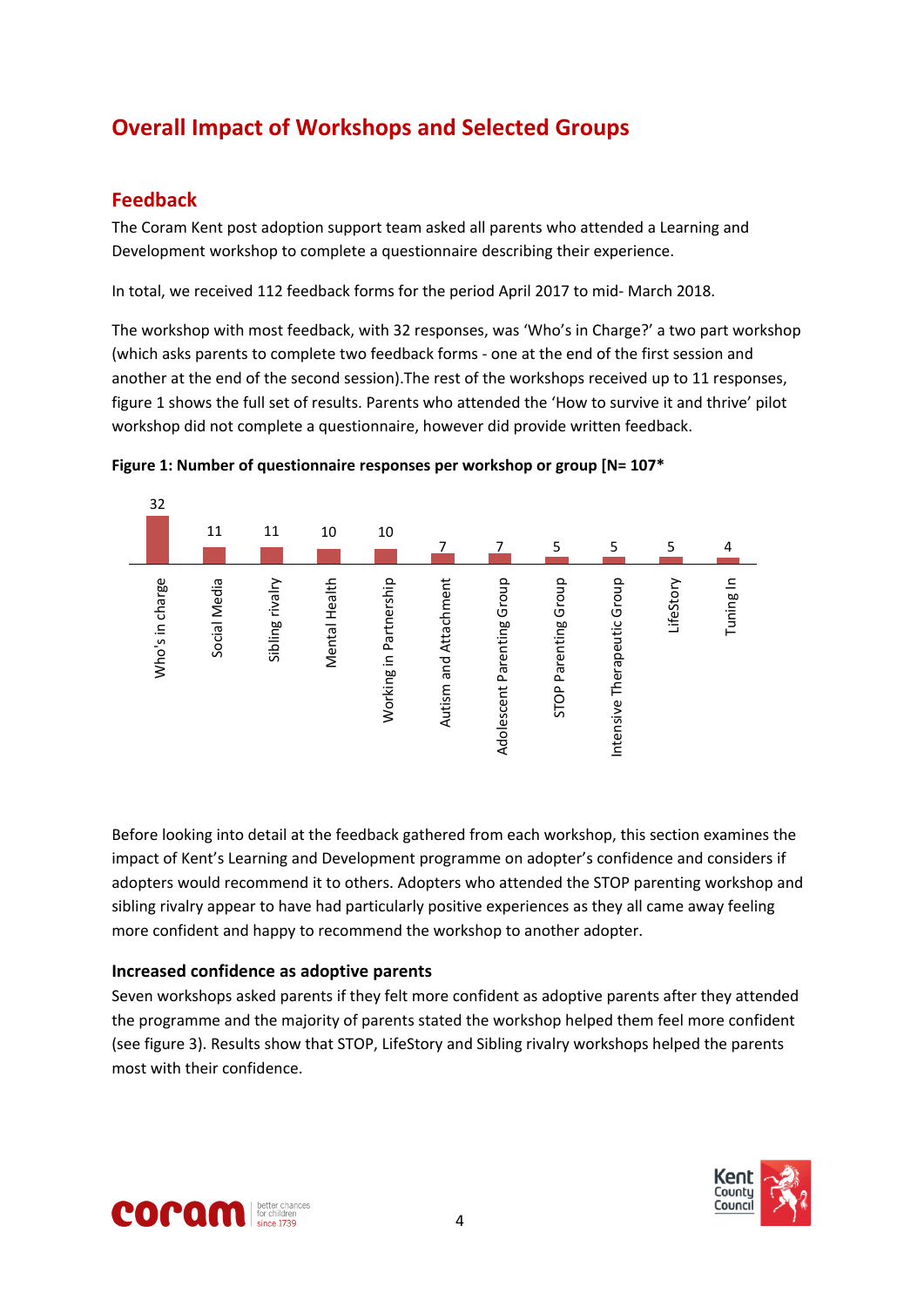# Overall Impact of Workshops and Selected Groups

## Feedback

The Coram Kent post adoption support team asked all parents who attended a Learning and Development workshop to complete a questionnaire describing their experience.

In total, we received 112 feedback forms for the period April 2017 to mid- March 2018.

The workshop with most feedback, with 32 responses, was 'Who's in Charge?' a two part workshop (which asks parents to complete two feedback forms - one at the end of the first session and another at the end of the second session).The rest of the workshops received up to 11 responses, figure 1 shows the full set of results. Parents who attended the 'How to survive it and thrive' pilot workshop did not complete a questionnaire, however did provide written feedback.

**Figure 1: Number of questionnaire responses per workshop or group [N= 107***

| Workshop or group | Responses |
| --- | --- |
| Who's in charge | 32 |
| Social Media | 11 |
| Sibling rivalry | 11 |
| Mental Health | 10 |
| Working in Partnership | 10 |
| Autism and Attachment | 7 |
| Adolescent Parenting Group | 7 |
| STOP Parenting Group | 5 |
| Intensive Therapeutic Group | 5 |
| LifeStory | 5 |
| Tuning In | 4 |

Before looking into detail at the feedback gathered from each workshop, this section examines the impact of Kent's Learning and Development programme on adopter's confidence and considers if adopters would recommend it to others. Adopters who attended the STOP parenting workshop and sibling rivalry appear to have had particularly positive experiences as they all came away feeling more confident and happy to recommend the workshop to another adopter.

### Increased confidence as adoptive parents

Seven workshops asked parents if they felt more confident as adoptive parents after they attended the programme and the majority of parents stated the workshop helped them feel more confident (see figure 3). Results show that STOP, LifeStory and Sibling rivalry workshops helped the parents most with their confidence.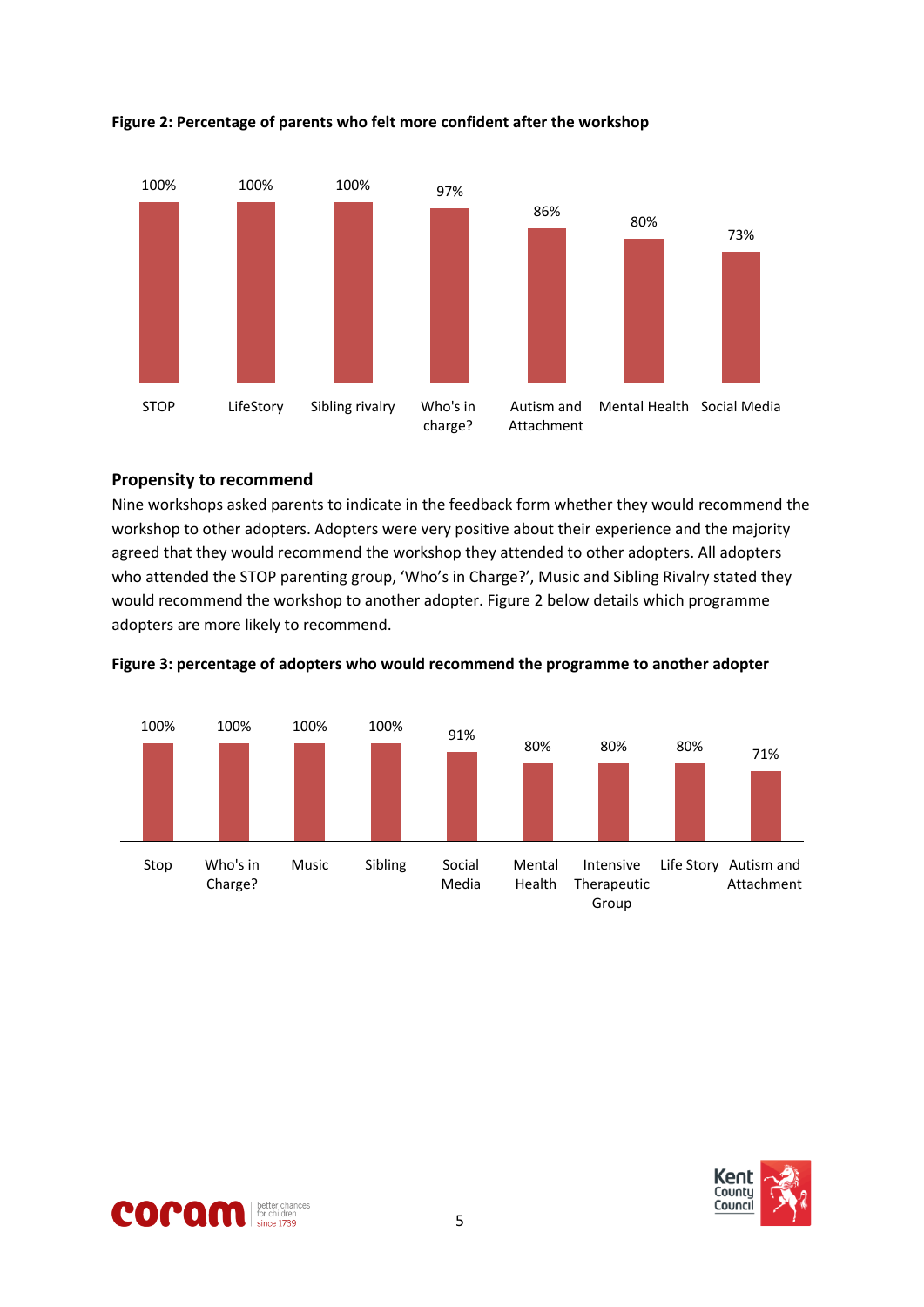**Figure 2: Percentage of parents who felt more confident after the workshop**

| Workshop | Percentage |
|---|---|
| STOP | 100% |
| LifeStory | 100% |
| Sibling rivalry | 100% |
| Who's in charge? | 97% |
| Autism and Attachment | 86% |
| Mental Health | 80% |
| Social Media | 73% |

## Propensity to recommend

Nine workshops asked parents to indicate in the feedback form whether they would recommend the workshop to other adopters. Adopters were very positive about their experience and the majority agreed that they would recommend the workshop they attended to other adopters. All adopters who attended the STOP parenting group, 'Who's in Charge?', Music and Sibling Rivalry stated they would recommend the workshop to another adopter. Figure 2 below details which programme adopters are more likely to recommend.

**Figure 3: percentage of adopters who would recommend the programme to another adopter**

| Programme | Percentage |
|---|---|
| Stop | 100% |
| Who's in Charge? | 100% |
| Music | 100% |
| Sibling | 100% |
| Social Media | 91% |
| Mental Health | 80% |
| Intensive Therapeutic Group | 80% |
| Life Story | 80% |
| Autism and Attachment | 71% |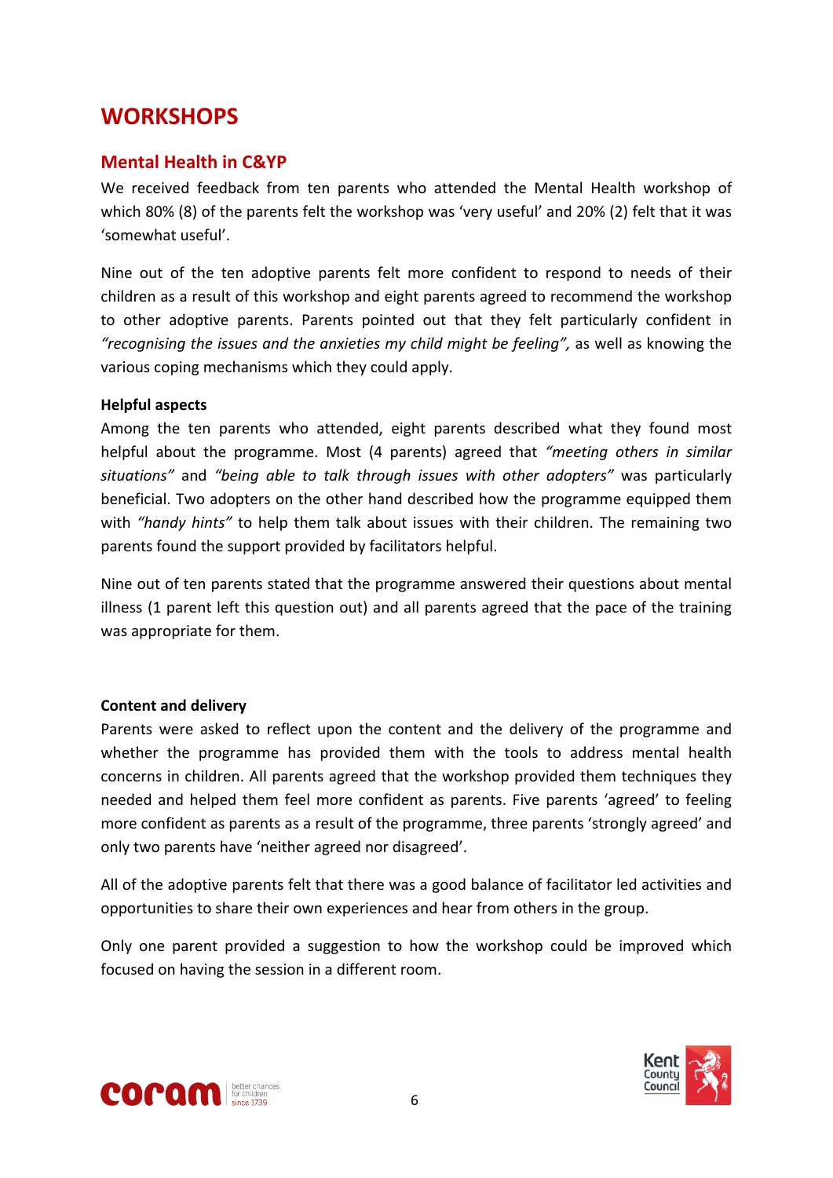# WORKSHOPS

## Mental Health in C&YP

We received feedback from ten parents who attended the Mental Health workshop of which 80% (8) of the parents felt the workshop was 'very useful' and 20% (2) felt that it was 'somewhat useful'.

Nine out of the ten adoptive parents felt more confident to respond to needs of their children as a result of this workshop and eight parents agreed to recommend the workshop to other adoptive parents. Parents pointed out that they felt particularly confident in *"recognising the issues and the anxieties my child might be feeling",* as well as knowing the various coping mechanisms which they could apply.

**Helpful aspects**

Among the ten parents who attended, eight parents described what they found most helpful about the programme. Most (4 parents) agreed that *"meeting others in similar situations"* and *"being able to talk through issues with other adopters"* was particularly beneficial. Two adopters on the other hand described how the programme equipped them with *"handy hints"* to help them talk about issues with their children. The remaining two parents found the support provided by facilitators helpful.

Nine out of ten parents stated that the programme answered their questions about mental illness (1 parent left this question out) and all parents agreed that the pace of the training was appropriate for them.

**Content and delivery**

Parents were asked to reflect upon the content and the delivery of the programme and whether the programme has provided them with the tools to address mental health concerns in children. All parents agreed that the workshop provided them techniques they needed and helped them feel more confident as parents. Five parents 'agreed' to feeling more confident as parents as a result of the programme, three parents 'strongly agreed' and only two parents have 'neither agreed nor disagreed'.

All of the adoptive parents felt that there was a good balance of facilitator led activities and opportunities to share their own experiences and hear from others in the group.

Only one parent provided a suggestion to how the workshop could be improved which focused on having the session in a different room.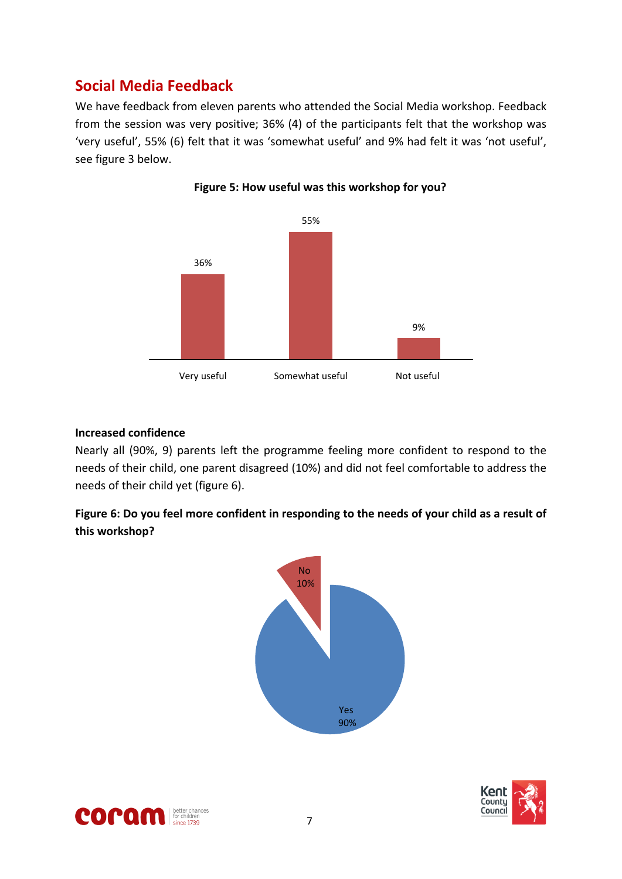## Social Media Feedback

We have feedback from eleven parents who attended the Social Media workshop. Feedback from the session was very positive; 36% (4) of the participants felt that the workshop was 'very useful', 55% (6) felt that it was 'somewhat useful' and 9% had felt it was 'not useful', see figure 3 below.

**Figure 5: How useful was this workshop for you?**

| Very useful | Somewhat useful | Not useful |
| --- | --- | --- |
| 36% | 55% | 9% |

**Increased confidence**

Nearly all (90%, 9) parents left the programme feeling more confident to respond to the needs of their child, one parent disagreed (10%) and did not feel comfortable to address the needs of their child yet (figure 6).

**Figure 6: Do you feel more confident in responding to the needs of your child as a result of this workshop?**

| Yes | No |
| --- | --- |
| 90% | 10% |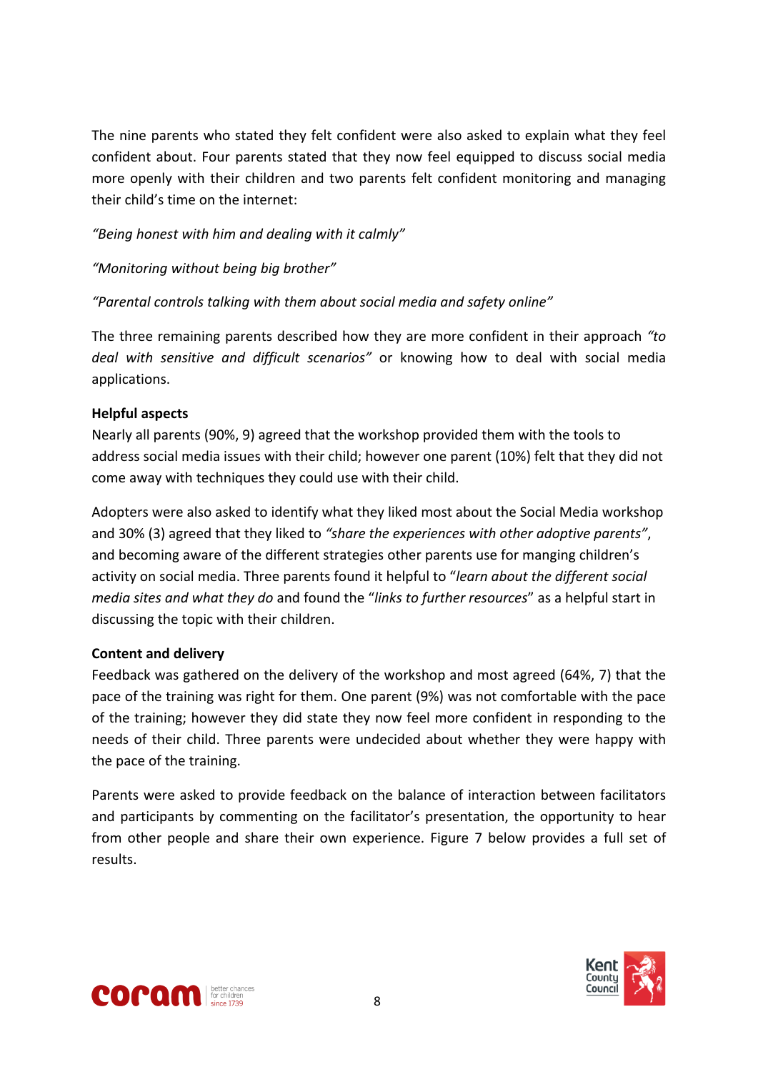The nine parents who stated they felt confident were also asked to explain what they feel confident about. Four parents stated that they now feel equipped to discuss social media more openly with their children and two parents felt confident monitoring and managing their child's time on the internet:

*"Being honest with him and dealing with it calmly"*

*"Monitoring without being big brother"*

*"Parental controls talking with them about social media and safety online"*

The three remaining parents described how they are more confident in their approach *"to deal with sensitive and difficult scenarios"* or knowing how to deal with social media applications.

**Helpful aspects**

Nearly all parents (90%, 9) agreed that the workshop provided them with the tools to address social media issues with their child; however one parent (10%) felt that they did not come away with techniques they could use with their child.

Adopters were also asked to identify what they liked most about the Social Media workshop and 30% (3) agreed that they liked to *"share the experiences with other adoptive parents"*, and becoming aware of the different strategies other parents use for manging children's activity on social media. Three parents found it helpful to "*learn about the different social media sites and what they do* and found the "*links to further resources*" as a helpful start in discussing the topic with their children.

**Content and delivery**

Feedback was gathered on the delivery of the workshop and most agreed (64%, 7) that the pace of the training was right for them. One parent (9%) was not comfortable with the pace of the training; however they did state they now feel more confident in responding to the needs of their child. Three parents were undecided about whether they were happy with the pace of the training.

Parents were asked to provide feedback on the balance of interaction between facilitators and participants by commenting on the facilitator's presentation, the opportunity to hear from other people and share their own experience. Figure 7 below provides a full set of results.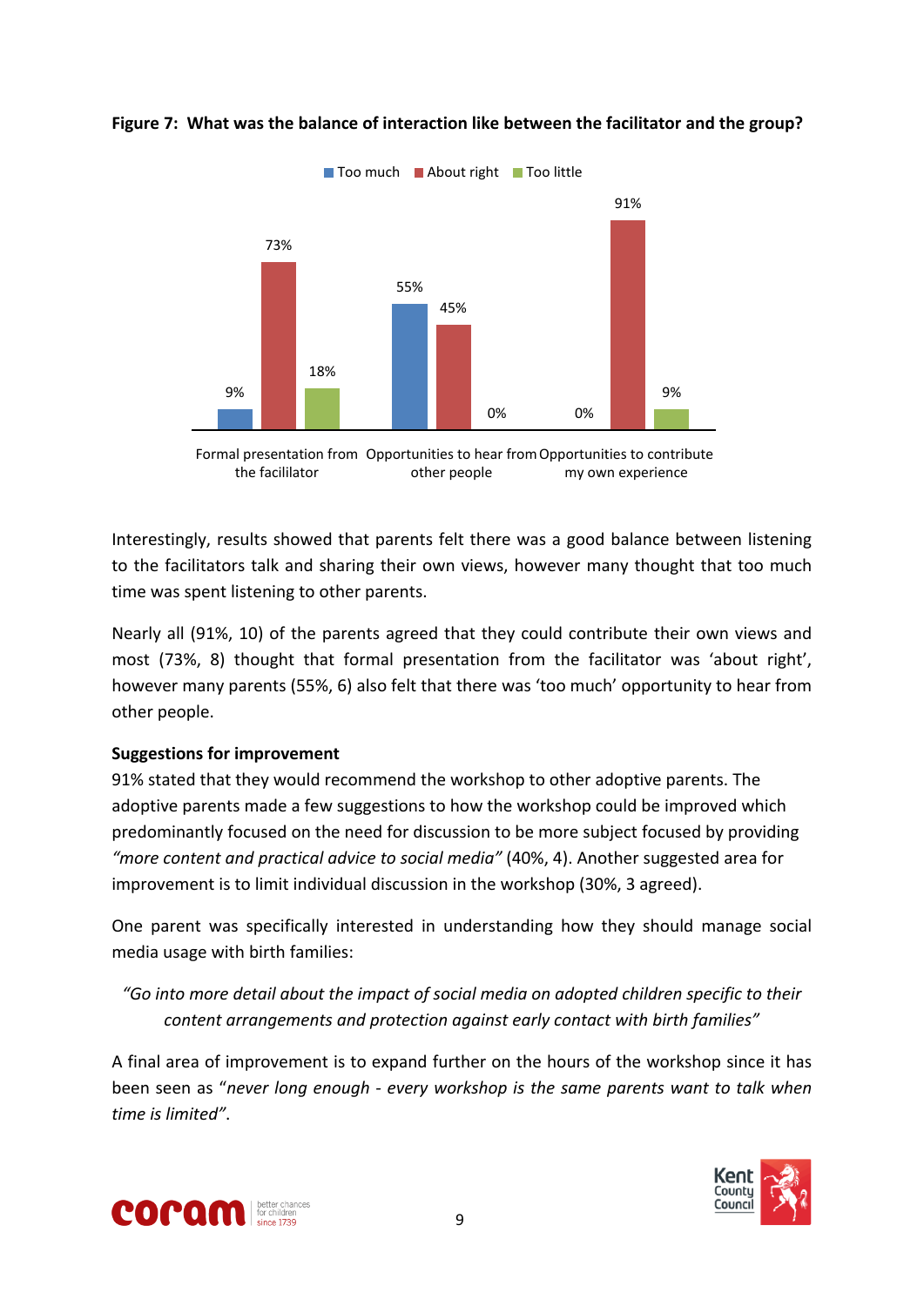**Figure 7: What was the balance of interaction like between the facilitator and the group?**

| | Too much | About right | Too little |
|---|---|---|---|
| Formal presentation from the facilitator | 9% | 73% | 18% |
| Opportunities to hear from other people | 55% | 45% | 0% |
| Opportunities to contribute my own experience | 0% | 91% | 9% |

Interestingly, results showed that parents felt there was a good balance between listening to the facilitators talk and sharing their own views, however many thought that too much time was spent listening to other parents.

Nearly all (91%, 10) of the parents agreed that they could contribute their own views and most (73%, 8) thought that formal presentation from the facilitator was 'about right', however many parents (55%, 6) also felt that there was 'too much' opportunity to hear from other people.

**Suggestions for improvement**

91% stated that they would recommend the workshop to other adoptive parents. The adoptive parents made a few suggestions to how the workshop could be improved which predominantly focused on the need for discussion to be more subject focused by providing *"more content and practical advice to social media"* (40%, 4). Another suggested area for improvement is to limit individual discussion in the workshop (30%, 3 agreed).

One parent was specifically interested in understanding how they should manage social media usage with birth families:

*"Go into more detail about the impact of social media on adopted children specific to their content arrangements and protection against early contact with birth families"*

A final area of improvement is to expand further on the hours of the workshop since it has been seen as "*never long enough - every workshop is the same parents want to talk when time is limited"*.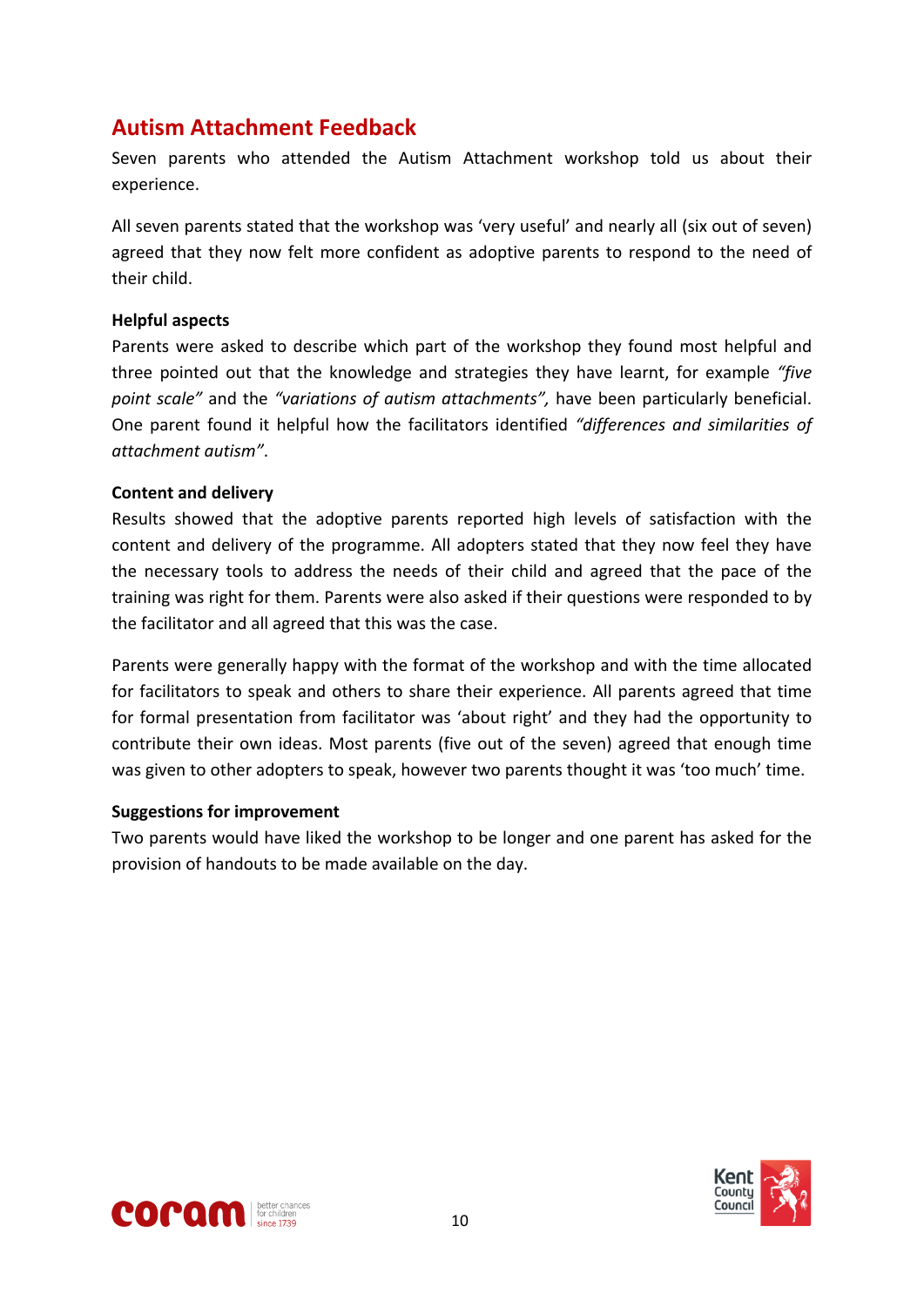## Autism Attachment Feedback

Seven parents who attended the Autism Attachment workshop told us about their experience.

All seven parents stated that the workshop was 'very useful' and nearly all (six out of seven) agreed that they now felt more confident as adoptive parents to respond to the need of their child.

**Helpful aspects**

Parents were asked to describe which part of the workshop they found most helpful and three pointed out that the knowledge and strategies they have learnt, for example *"five point scale"* and the *"variations of autism attachments",* have been particularly beneficial. One parent found it helpful how the facilitators identified *"differences and similarities of attachment autism"*.

**Content and delivery**

Results showed that the adoptive parents reported high levels of satisfaction with the content and delivery of the programme. All adopters stated that they now feel they have the necessary tools to address the needs of their child and agreed that the pace of the training was right for them. Parents were also asked if their questions were responded to by the facilitator and all agreed that this was the case.

Parents were generally happy with the format of the workshop and with the time allocated for facilitators to speak and others to share their experience. All parents agreed that time for formal presentation from facilitator was 'about right' and they had the opportunity to contribute their own ideas. Most parents (five out of the seven) agreed that enough time was given to other adopters to speak, however two parents thought it was 'too much' time.

**Suggestions for improvement**

Two parents would have liked the workshop to be longer and one parent has asked for the provision of handouts to be made available on the day.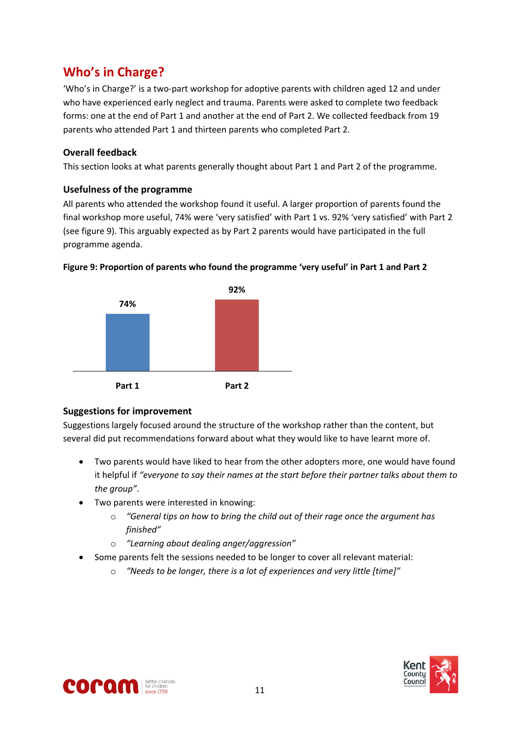# Who's in Charge?

'Who's in Charge?' is a two-part workshop for adoptive parents with children aged 12 and under who have experienced early neglect and trauma. Parents were asked to complete two feedback forms: one at the end of Part 1 and another at the end of Part 2. We collected feedback from 19 parents who attended Part 1 and thirteen parents who completed Part 2.

### Overall feedback

This section looks at what parents generally thought about Part 1 and Part 2 of the programme.

### Usefulness of the programme

All parents who attended the workshop found it useful. A larger proportion of parents found the final workshop more useful, 74% were 'very satisfied' with Part 1 vs. 92% 'very satisfied' with Part 2 (see figure 9). This arguably expected as by Part 2 parents would have participated in the full programme agenda.

**Figure 9: Proportion of parents who found the programme 'very useful' in Part 1 and Part 2**

| | Part 1 | Part 2 |
|---|---|---|
| Very useful | 74% | 92% |

### Suggestions for improvement

Suggestions largely focused around the structure of the workshop rather than the content, but several did put recommendations forward about what they would like to have learnt more of.

- Two parents would have liked to hear from the other adopters more, one would have found it helpful if *"everyone to say their names at the start before their partner talks about them to the group"*.
- Two parents were interested in knowing:
  - *"General tips on how to bring the child out of their rage once the argument has finished"*
  - *"Learning about dealing anger/aggression"*
- Some parents felt the sessions needed to be longer to cover all relevant material:
  - *"Needs to be longer, there is a lot of experiences and very little [time]"*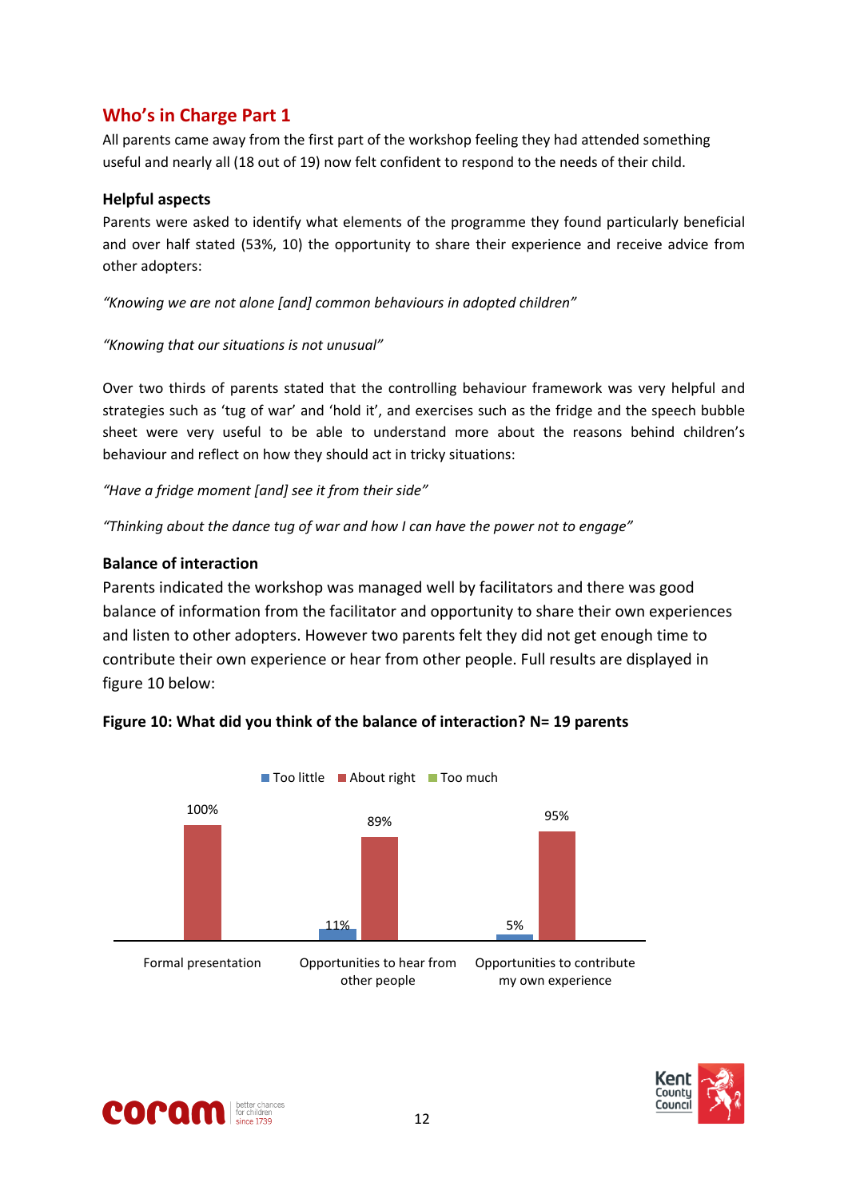## Who's in Charge Part 1

All parents came away from the first part of the workshop feeling they had attended something useful and nearly all (18 out of 19) now felt confident to respond to the needs of their child.

### Helpful aspects

Parents were asked to identify what elements of the programme they found particularly beneficial and over half stated (53%, 10) the opportunity to share their experience and receive advice from other adopters:

*"Knowing we are not alone [and] common behaviours in adopted children"*

*"Knowing that our situations is not unusual"*

Over two thirds of parents stated that the controlling behaviour framework was very helpful and strategies such as 'tug of war' and 'hold it', and exercises such as the fridge and the speech bubble sheet were very useful to be able to understand more about the reasons behind children's behaviour and reflect on how they should act in tricky situations:

*"Have a fridge moment [and] see it from their side"*

*"Thinking about the dance tug of war and how I can have the power not to engage"*

### Balance of interaction

Parents indicated the workshop was managed well by facilitators and there was good balance of information from the facilitator and opportunity to share their own experiences and listen to other adopters. However two parents felt they did not get enough time to contribute their own experience or hear from other people. Full results are displayed in figure 10 below:

**Figure 10: What did you think of the balance of interaction? N= 19 parents**

| | Too little | About right | Too much |
|---|---|---|---|
| Formal presentation | | 100% | |
| Opportunities to hear from other people | 11% | 89% | |
| Opportunities to contribute my own experience | 5% | 95% | |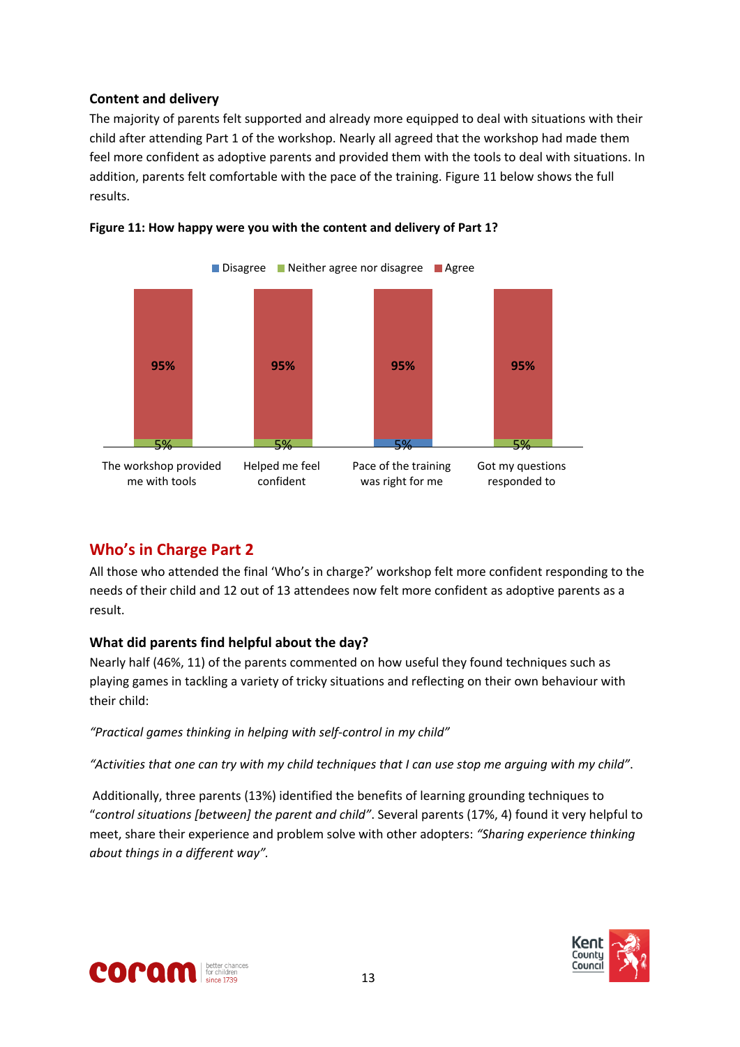### Content and delivery

The majority of parents felt supported and already more equipped to deal with situations with their child after attending Part 1 of the workshop. Nearly all agreed that the workshop had made them feel more confident as adoptive parents and provided them with the tools to deal with situations. In addition, parents felt comfortable with the pace of the training. Figure 11 below shows the full results.

**Figure 11: How happy were you with the content and delivery of Part 1?**

| | Disagree | Neither agree nor disagree | Agree |
|---|---|---|---|
| The workshop provided me with tools | | 5% | 95% |
| Helped me feel confident | | 5% | 95% |
| Pace of the training was right for me | 5% | | 95% |
| Got my questions responded to | | 5% | 95% |

## Who's in Charge Part 2

All those who attended the final 'Who's in charge?' workshop felt more confident responding to the needs of their child and 12 out of 13 attendees now felt more confident as adoptive parents as a result.

### What did parents find helpful about the day?

Nearly half (46%, 11) of the parents commented on how useful they found techniques such as playing games in tackling a variety of tricky situations and reflecting on their own behaviour with their child:

*"Practical games thinking in helping with self-control in my child"*

*"Activities that one can try with my child techniques that I can use stop me arguing with my child"*.

Additionally, three parents (13%) identified the benefits of learning grounding techniques to "*control situations [between] the parent and child"*. Several parents (17%, 4) found it very helpful to meet, share their experience and problem solve with other adopters: *"Sharing experience thinking about things in a different way"*.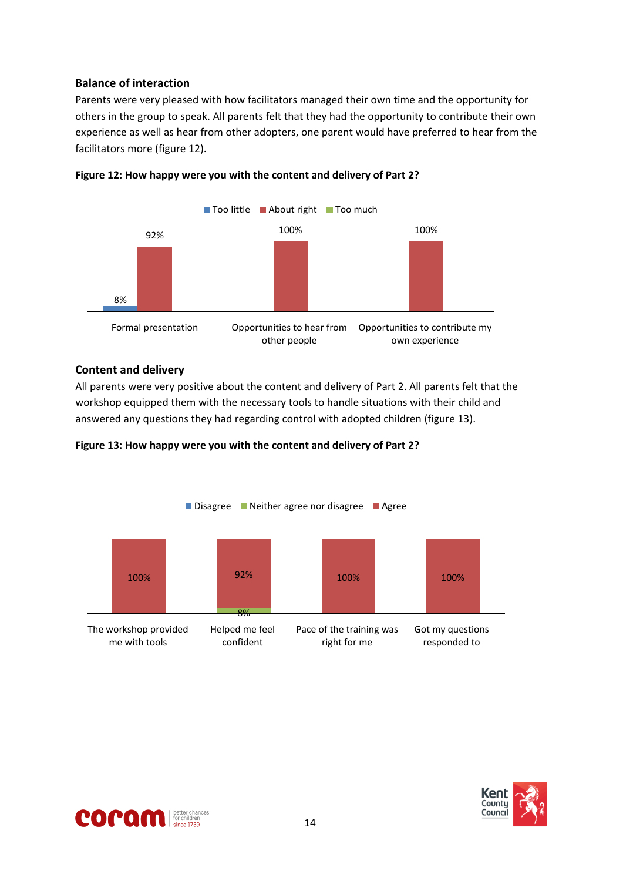### Balance of interaction

Parents were very pleased with how facilitators managed their own time and the opportunity for others in the group to speak. All parents felt that they had the opportunity to contribute their own experience as well as hear from other adopters, one parent would have preferred to hear from the facilitators more (figure 12).

**Figure 12: How happy were you with the content and delivery of Part 2?**

| | Too little | About right | Too much |
|---|---|---|---|
| Formal presentation | 8% | 92% | |
| Opportunities to hear from other people | | 100% | |
| Opportunities to contribute my own experience | | 100% | |

### Content and delivery

All parents were very positive about the content and delivery of Part 2. All parents felt that the workshop equipped them with the necessary tools to handle situations with their child and answered any questions they had regarding control with adopted children (figure 13).

**Figure 13: How happy were you with the content and delivery of Part 2?**

| | Disagree | Neither agree nor disagree | Agree |
|---|---|---|---|
| The workshop provided me with tools | | | 100% |
| Helped me feel confident | | 8% | 92% |
| Pace of the training was right for me | | | 100% |
| Got my questions responded to | | | 100% |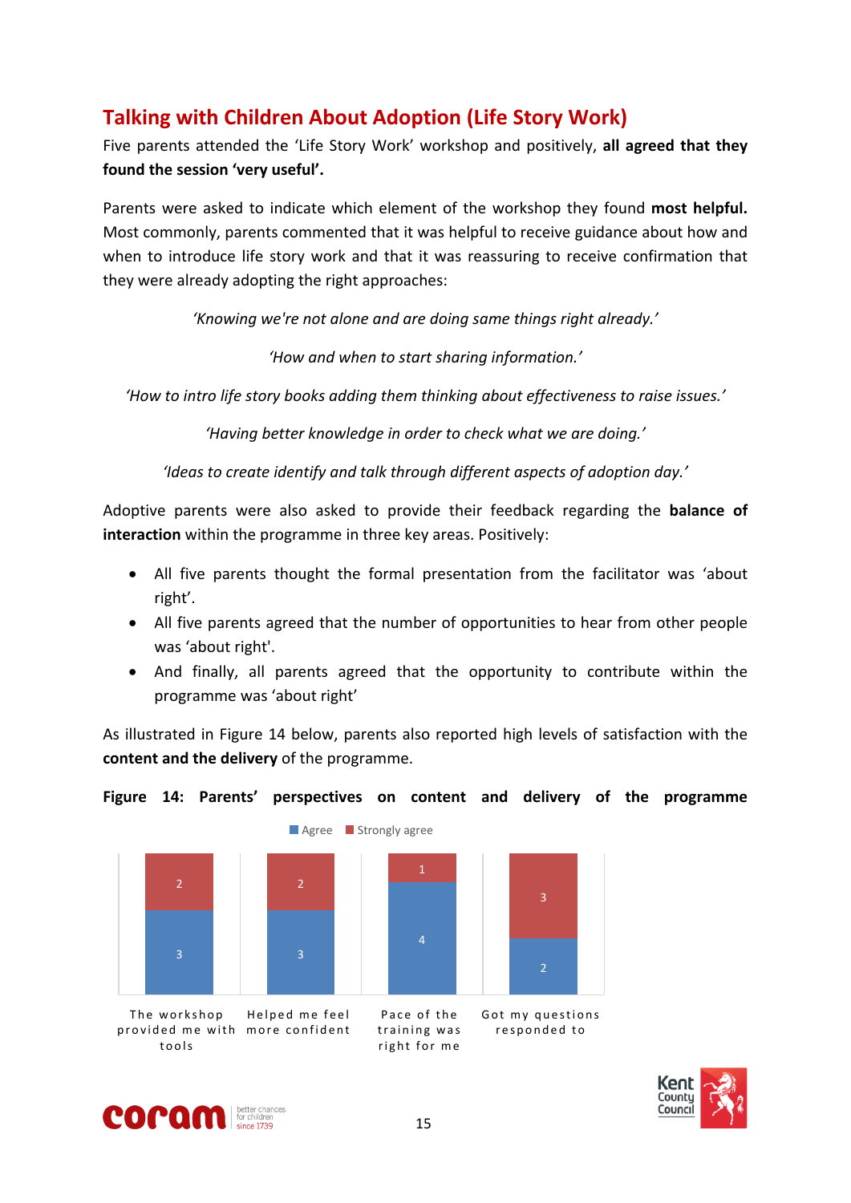## Talking with Children About Adoption (Life Story Work)

Five parents attended the 'Life Story Work' workshop and positively, **all agreed that they found the session 'very useful'.**

Parents were asked to indicate which element of the workshop they found **most helpful.** Most commonly, parents commented that it was helpful to receive guidance about how and when to introduce life story work and that it was reassuring to receive confirmation that they were already adopting the right approaches:

*'Knowing we're not alone and are doing same things right already.'*

*'How and when to start sharing information.'*

*'How to intro life story books adding them thinking about effectiveness to raise issues.'*

*'Having better knowledge in order to check what we are doing.'*

*'Ideas to create identify and talk through different aspects of adoption day.'*

Adoptive parents were also asked to provide their feedback regarding the **balance of interaction** within the programme in three key areas. Positively:

- All five parents thought the formal presentation from the facilitator was 'about right'.
- All five parents agreed that the number of opportunities to hear from other people was 'about right'.
- And finally, all parents agreed that the opportunity to contribute within the programme was 'about right'

As illustrated in Figure 14 below, parents also reported high levels of satisfaction with the **content and the delivery** of the programme.

**Figure 14: Parents' perspectives on content and delivery of the programme**

| | Agree | Strongly agree |
|---|---|---|
| The workshop provided me with tools | 3 | 2 |
| Helped me feel more confident | 3 | 2 |
| Pace of the training was right for me | 4 | 1 |
| Got my questions responded to | 2 | 3 |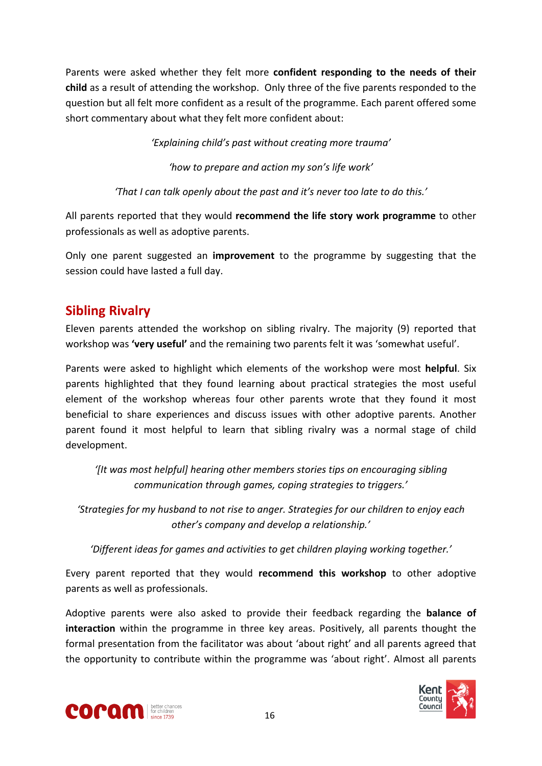Parents were asked whether they felt more **confident responding to the needs of their child** as a result of attending the workshop. Only three of the five parents responded to the question but all felt more confident as a result of the programme. Each parent offered some short commentary about what they felt more confident about:

*'Explaining child's past without creating more trauma'*

*'how to prepare and action my son's life work'*

*'That I can talk openly about the past and it's never too late to do this.'*

All parents reported that they would **recommend the life story work programme** to other professionals as well as adoptive parents.

Only one parent suggested an **improvement** to the programme by suggesting that the session could have lasted a full day.

## Sibling Rivalry

Eleven parents attended the workshop on sibling rivalry. The majority (9) reported that workshop was **'very useful'** and the remaining two parents felt it was 'somewhat useful'.

Parents were asked to highlight which elements of the workshop were most **helpful**. Six parents highlighted that they found learning about practical strategies the most useful element of the workshop whereas four other parents wrote that they found it most beneficial to share experiences and discuss issues with other adoptive parents. Another parent found it most helpful to learn that sibling rivalry was a normal stage of child development.

*'[It was most helpful] hearing other members stories tips on encouraging sibling communication through games, coping strategies to triggers.'*

*'Strategies for my husband to not rise to anger. Strategies for our children to enjoy each other's company and develop a relationship.'*

*'Different ideas for games and activities to get children playing working together.'*

Every parent reported that they would **recommend this workshop** to other adoptive parents as well as professionals.

Adoptive parents were also asked to provide their feedback regarding the **balance of interaction** within the programme in three key areas. Positively, all parents thought the formal presentation from the facilitator was about 'about right' and all parents agreed that the opportunity to contribute within the programme was 'about right'. Almost all parents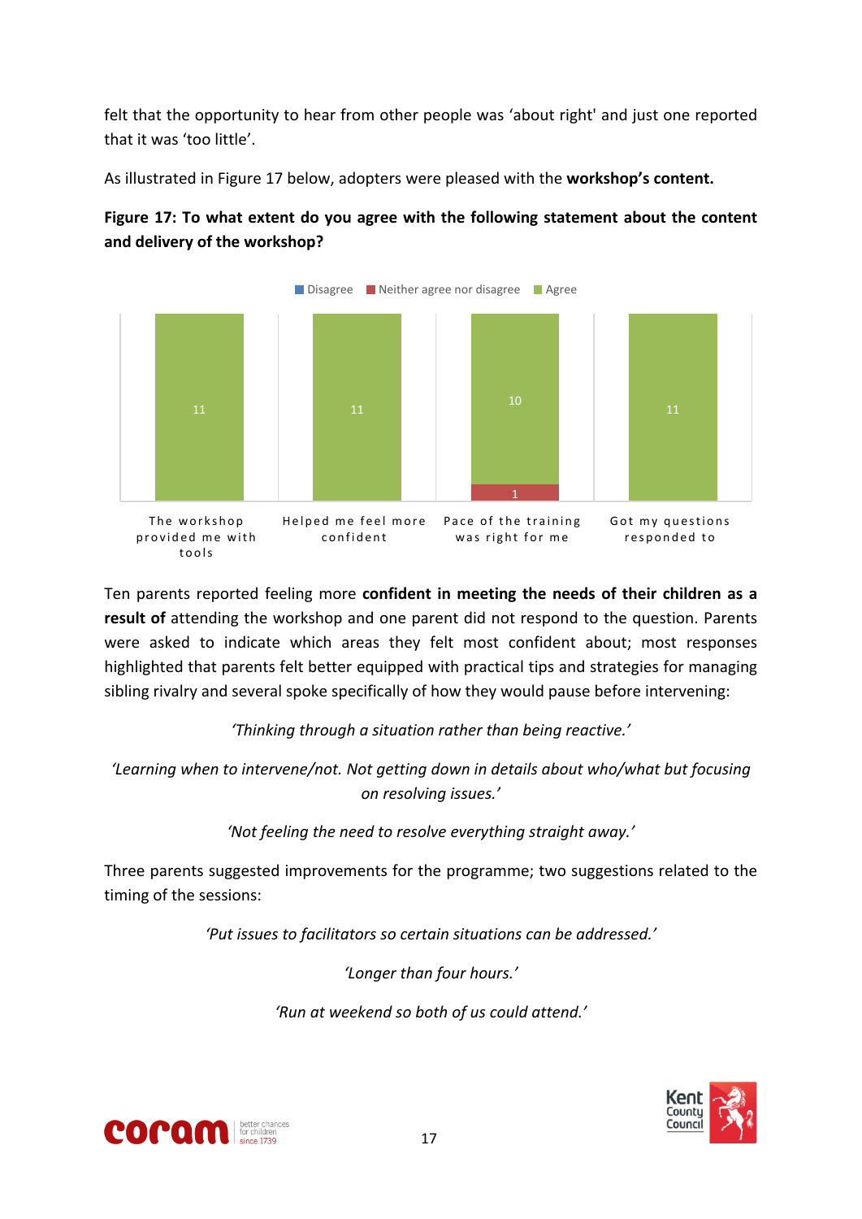felt that the opportunity to hear from other people was 'about right' and just one reported that it was 'too little'.

As illustrated in Figure 17 below, adopters were pleased with the **workshop's content.**

**Figure 17: To what extent do you agree with the following statement about the content and delivery of the workshop?**

| | Disagree | Neither agree nor disagree | Agree |
|---|---|---|---|
| The workshop provided me with tools | | | 11 |
| Helped me feel more confident | | | 11 |
| Pace of the training was right for me | | 1 | 10 |
| Got my questions responded to | | | 11 |

Ten parents reported feeling more **confident in meeting the needs of their children as a result of** attending the workshop and one parent did not respond to the question. Parents were asked to indicate which areas they felt most confident about; most responses highlighted that parents felt better equipped with practical tips and strategies for managing sibling rivalry and several spoke specifically of how they would pause before intervening:

*'Thinking through a situation rather than being reactive.'*

*'Learning when to intervene/not. Not getting down in details about who/what but focusing on resolving issues.'*

*'Not feeling the need to resolve everything straight away.'*

Three parents suggested improvements for the programme; two suggestions related to the timing of the sessions:

*'Put issues to facilitators so certain situations can be addressed.'*

*'Longer than four hours.'*

*'Run at weekend so both of us could attend.'*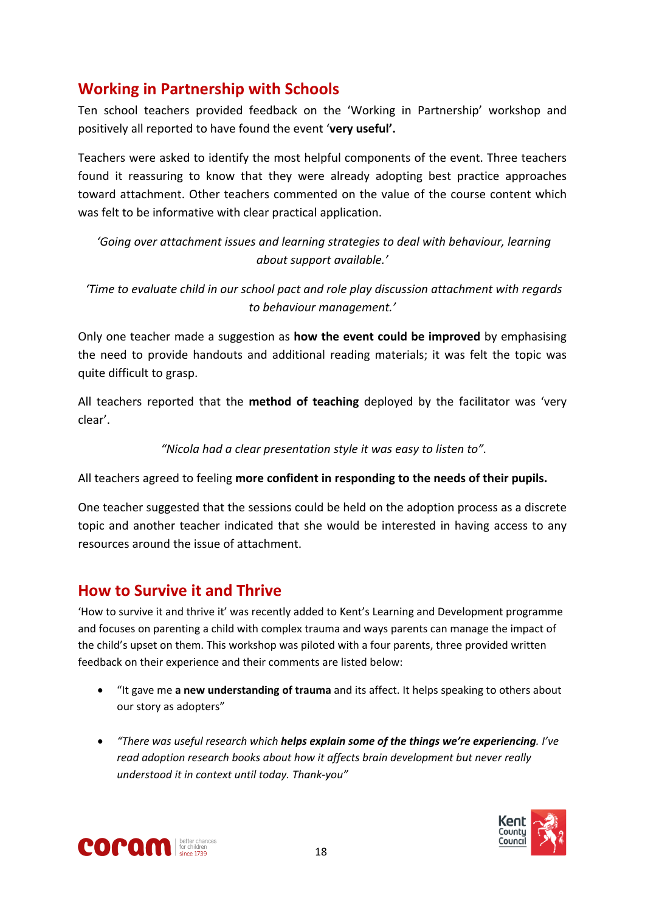## Working in Partnership with Schools

Ten school teachers provided feedback on the 'Working in Partnership' workshop and positively all reported to have found the event '**very useful'.**

Teachers were asked to identify the most helpful components of the event. Three teachers found it reassuring to know that they were already adopting best practice approaches toward attachment. Other teachers commented on the value of the course content which was felt to be informative with clear practical application.

*'Going over attachment issues and learning strategies to deal with behaviour, learning about support available.'*

*'Time to evaluate child in our school pact and role play discussion attachment with regards to behaviour management.'*

Only one teacher made a suggestion as **how the event could be improved** by emphasising the need to provide handouts and additional reading materials; it was felt the topic was quite difficult to grasp.

All teachers reported that the **method of teaching** deployed by the facilitator was 'very clear'.

*"Nicola had a clear presentation style it was easy to listen to".*

All teachers agreed to feeling **more confident in responding to the needs of their pupils.**

One teacher suggested that the sessions could be held on the adoption process as a discrete topic and another teacher indicated that she would be interested in having access to any resources around the issue of attachment.

## How to Survive it and Thrive

'How to survive it and thrive it' was recently added to Kent's Learning and Development programme and focuses on parenting a child with complex trauma and ways parents can manage the impact of the child's upset on them. This workshop was piloted with a four parents, three provided written feedback on their experience and their comments are listed below:

- "It gave me **a new understanding of trauma** and its affect. It helps speaking to others about our story as adopters"
- *"There was useful research which **helps explain some of the things we're experiencing**. I've read adoption research books about how it affects brain development but never really understood it in context until today. Thank-you"*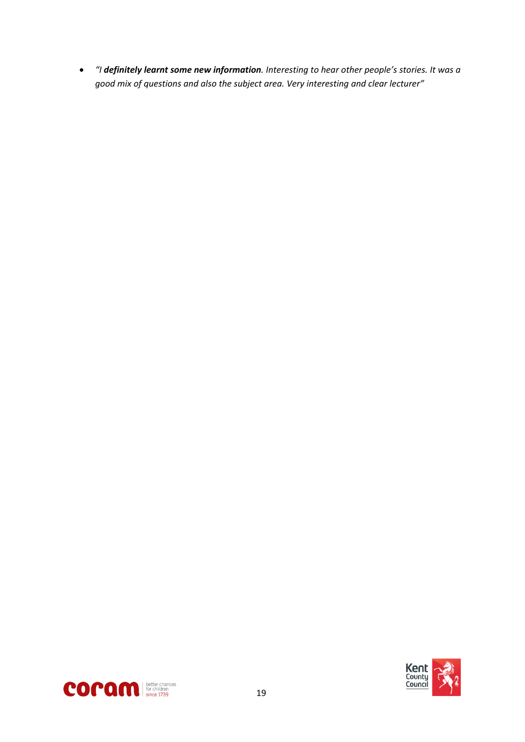- *"I **definitely learnt some new information**. Interesting to hear other people's stories. It was a good mix of questions and also the subject area. Very interesting and clear lecturer"*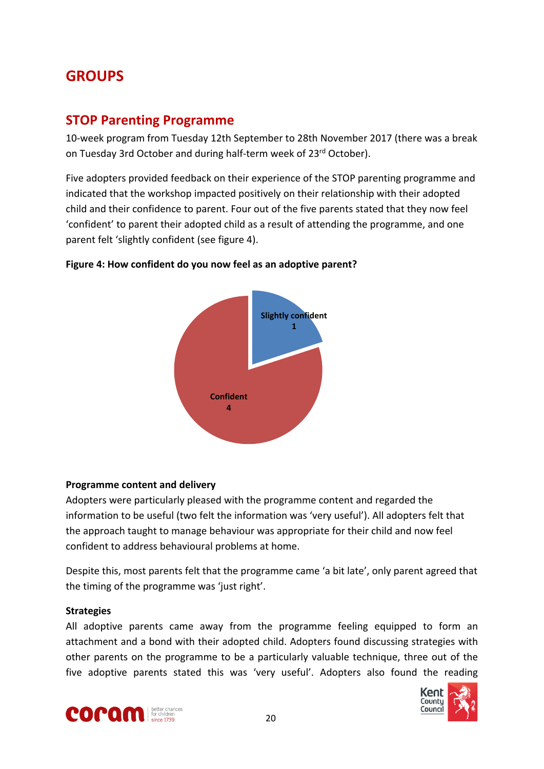# GROUPS

## STOP Parenting Programme

10-week program from Tuesday 12th September to 28th November 2017 (there was a break on Tuesday 3rd October and during half-term week of 23rd October).

Five adopters provided feedback on their experience of the STOP parenting programme and indicated that the workshop impacted positively on their relationship with their adopted child and their confidence to parent. Four out of the five parents stated that they now feel 'confident' to parent their adopted child as a result of attending the programme, and one parent felt 'slightly confident (see figure 4).

**Figure 4: How confident do you now feel as an adoptive parent?**

| Response | Count |
|---|---|
| Slightly confident | 1 |
| Confident | 4 |

**Programme content and delivery**

Adopters were particularly pleased with the programme content and regarded the information to be useful (two felt the information was 'very useful'). All adopters felt that the approach taught to manage behaviour was appropriate for their child and now feel confident to address behavioural problems at home.

Despite this, most parents felt that the programme came 'a bit late', only parent agreed that the timing of the programme was 'just right'.

**Strategies**

All adoptive parents came away from the programme feeling equipped to form an attachment and a bond with their adopted child. Adopters found discussing strategies with other parents on the programme to be a particularly valuable technique, three out of the five adoptive parents stated this was 'very useful'. Adopters also found the reading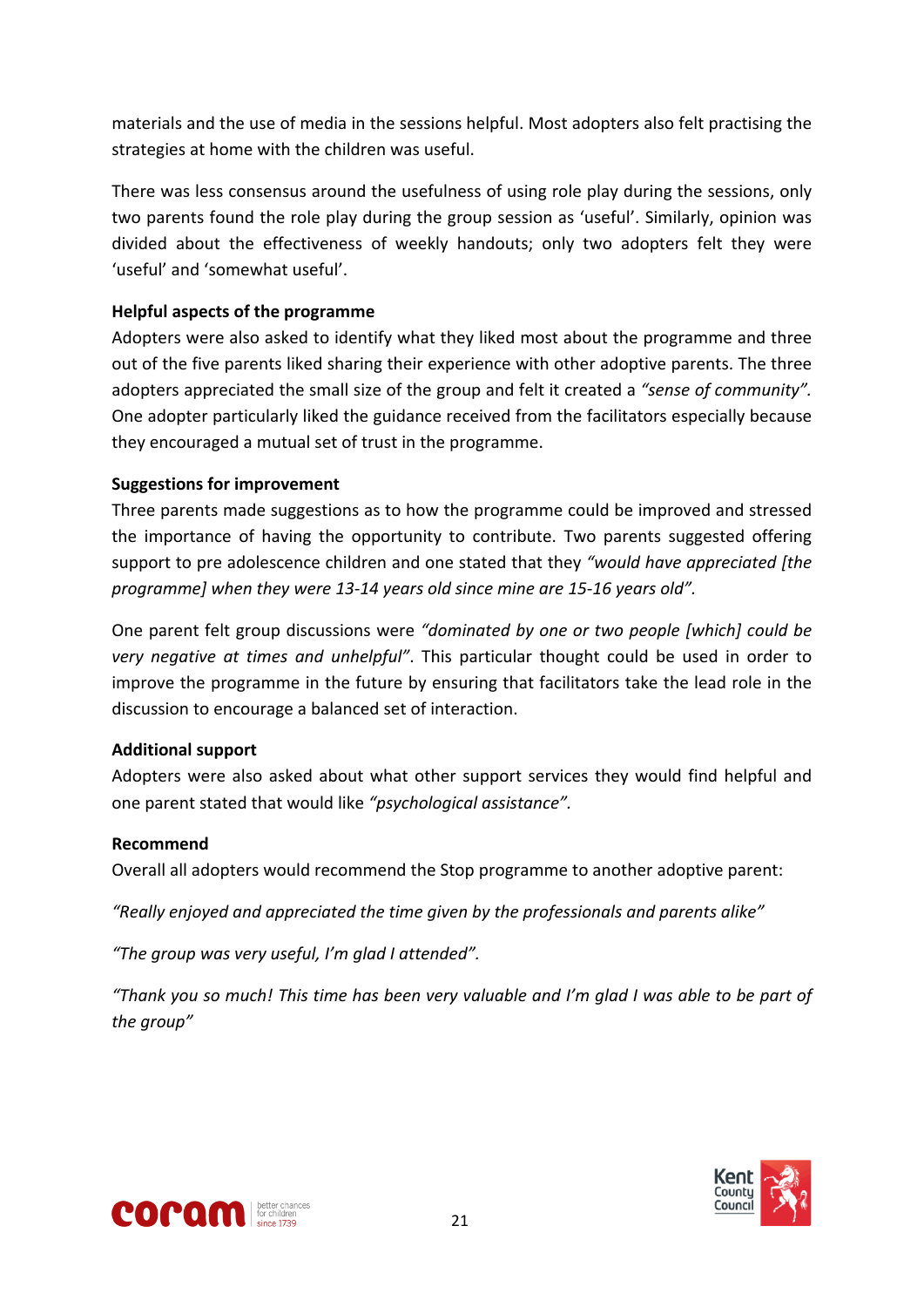materials and the use of media in the sessions helpful. Most adopters also felt practising the strategies at home with the children was useful.

There was less consensus around the usefulness of using role play during the sessions, only two parents found the role play during the group session as 'useful'. Similarly, opinion was divided about the effectiveness of weekly handouts; only two adopters felt they were 'useful' and 'somewhat useful'.

**Helpful aspects of the programme**

Adopters were also asked to identify what they liked most about the programme and three out of the five parents liked sharing their experience with other adoptive parents. The three adopters appreciated the small size of the group and felt it created a *"sense of community"*. One adopter particularly liked the guidance received from the facilitators especially because they encouraged a mutual set of trust in the programme.

**Suggestions for improvement**

Three parents made suggestions as to how the programme could be improved and stressed the importance of having the opportunity to contribute. Two parents suggested offering support to pre adolescence children and one stated that they *"would have appreciated [the programme] when they were 13-14 years old since mine are 15-16 years old"*.

One parent felt group discussions were *"dominated by one or two people [which] could be very negative at times and unhelpful"*. This particular thought could be used in order to improve the programme in the future by ensuring that facilitators take the lead role in the discussion to encourage a balanced set of interaction.

**Additional support**

Adopters were also asked about what other support services they would find helpful and one parent stated that would like *"psychological assistance"*.

**Recommend**

Overall all adopters would recommend the Stop programme to another adoptive parent:

*"Really enjoyed and appreciated the time given by the professionals and parents alike"*

*"The group was very useful, I'm glad I attended".*

*"Thank you so much! This time has been very valuable and I'm glad I was able to be part of the group"*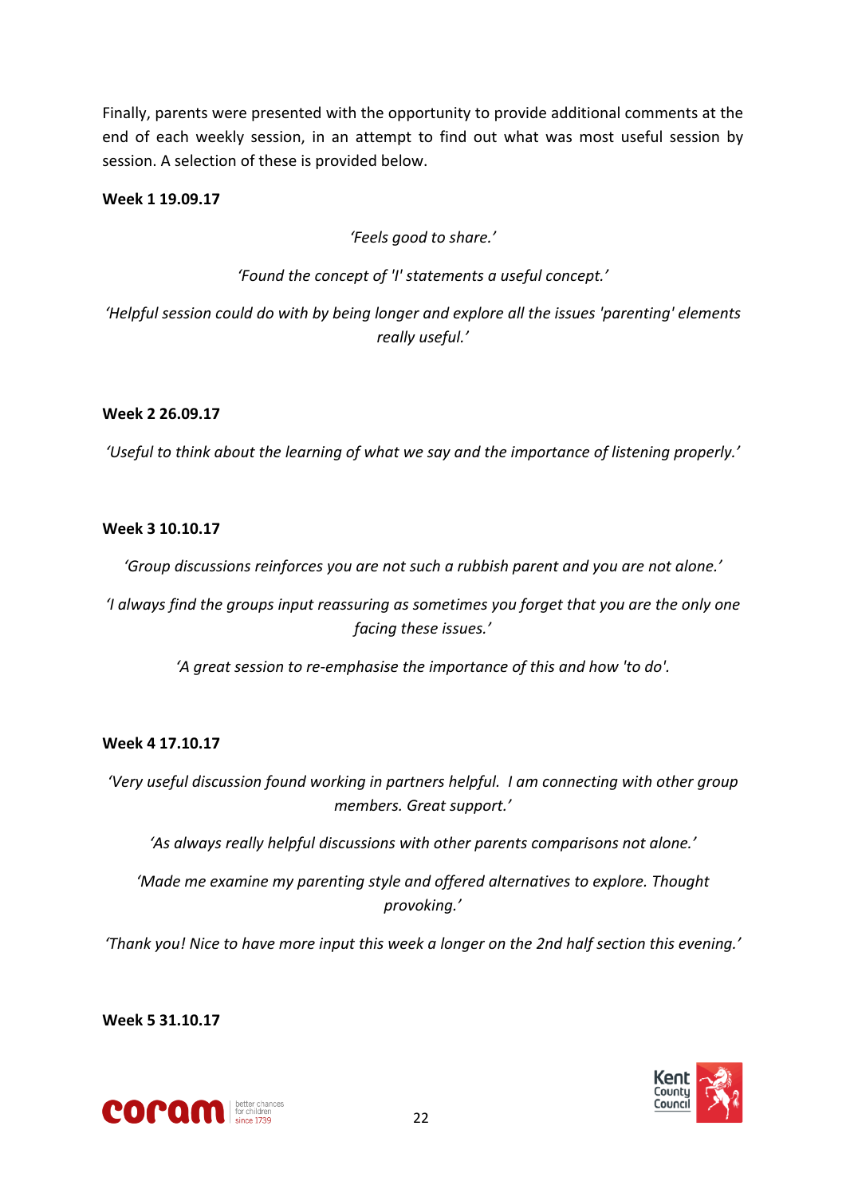Finally, parents were presented with the opportunity to provide additional comments at the end of each weekly session, in an attempt to find out what was most useful session by session. A selection of these is provided below.

**Week 1 19.09.17**

*'Feels good to share.'*

*'Found the concept of 'I' statements a useful concept.'*

*'Helpful session could do with by being longer and explore all the issues 'parenting' elements really useful.'*

**Week 2 26.09.17**

*'Useful to think about the learning of what we say and the importance of listening properly.'*

**Week 3 10.10.17**

*'Group discussions reinforces you are not such a rubbish parent and you are not alone.'*

*'I always find the groups input reassuring as sometimes you forget that you are the only one facing these issues.'*

*'A great session to re-emphasise the importance of this and how 'to do'.*

**Week 4 17.10.17**

*'Very useful discussion found working in partners helpful. I am connecting with other group members. Great support.'*

*'As always really helpful discussions with other parents comparisons not alone.'*

*'Made me examine my parenting style and offered alternatives to explore. Thought provoking.'*

*'Thank you! Nice to have more input this week a longer on the 2nd half section this evening.'*

**Week 5 31.10.17**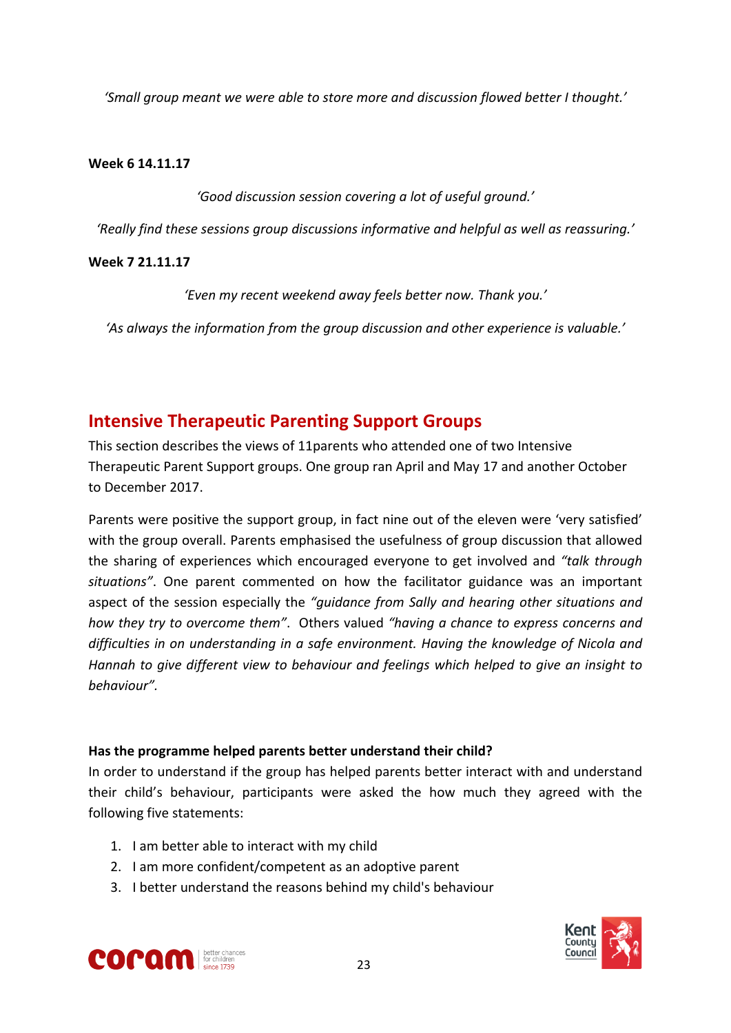*'Small group meant we were able to store more and discussion flowed better I thought.'*

**Week 6 14.11.17**

*'Good discussion session covering a lot of useful ground.'*

*'Really find these sessions group discussions informative and helpful as well as reassuring.'*

**Week 7 21.11.17**

*'Even my recent weekend away feels better now. Thank you.'*

*'As always the information from the group discussion and other experience is valuable.'*

## Intensive Therapeutic Parenting Support Groups

This section describes the views of 11parents who attended one of two Intensive Therapeutic Parent Support groups. One group ran April and May 17 and another October to December 2017.

Parents were positive the support group, in fact nine out of the eleven were 'very satisfied' with the group overall. Parents emphasised the usefulness of group discussion that allowed the sharing of experiences which encouraged everyone to get involved and *"talk through situations"*. One parent commented on how the facilitator guidance was an important aspect of the session especially the *"guidance from Sally and hearing other situations and how they try to overcome them"*. Others valued *"having a chance to express concerns and difficulties in on understanding in a safe environment. Having the knowledge of Nicola and Hannah to give different view to behaviour and feelings which helped to give an insight to behaviour"*.

**Has the programme helped parents better understand their child?**

In order to understand if the group has helped parents better interact with and understand their child's behaviour, participants were asked the how much they agreed with the following five statements:

1. I am better able to interact with my child
2. I am more confident/competent as an adoptive parent
3. I better understand the reasons behind my child's behaviour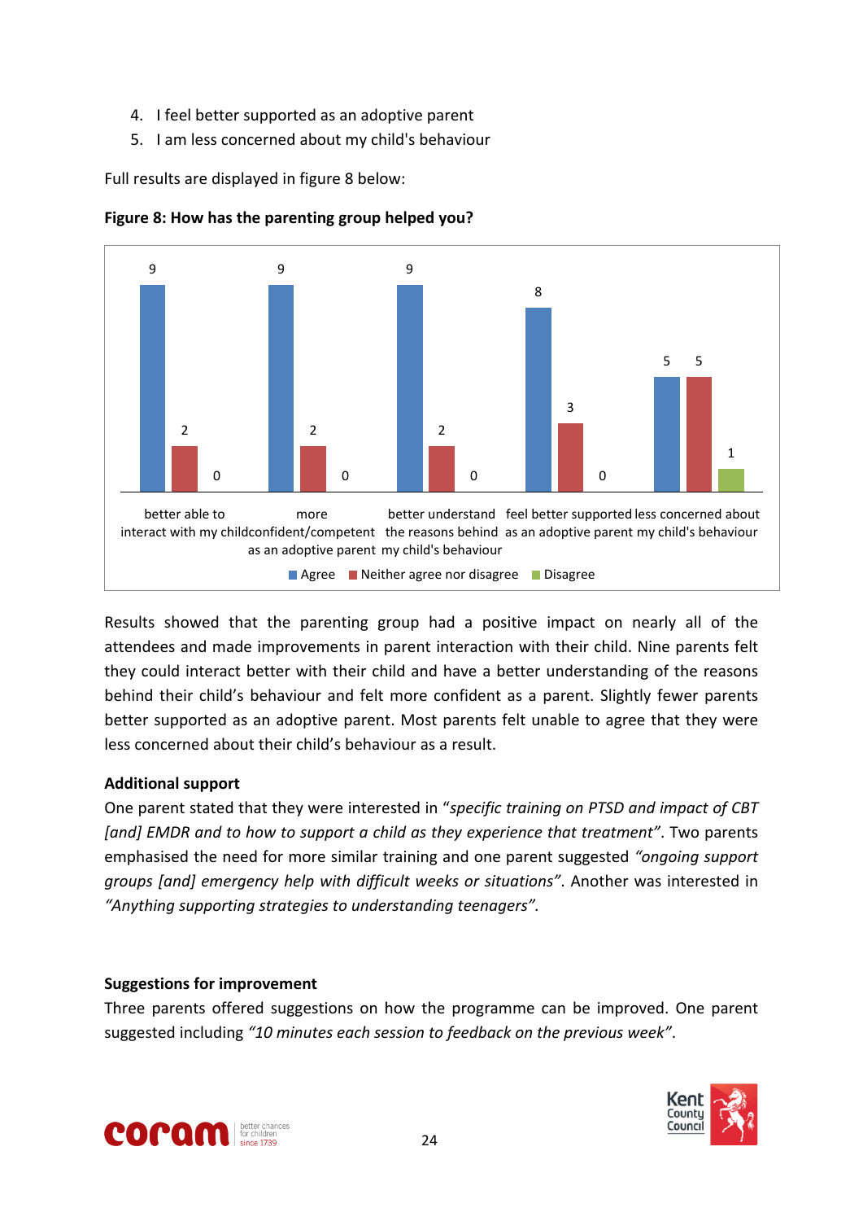4. I feel better supported as an adoptive parent
5. I am less concerned about my child's behaviour

Full results are displayed in figure 8 below:

**Figure 8: How has the parenting group helped you?**

| | Agree | Neither agree nor disagree | Disagree |
|---|---|---|---|
| better able to interact with my child | 9 | 2 | 0 |
| more confident/competent as an adoptive parent | 9 | 2 | 0 |
| better understand the reasons behind my child's behaviour | 9 | 2 | 0 |
| feel better supported as an adoptive parent | 8 | 3 | 0 |
| less concerned about my child's behaviour | 5 | 5 | 1 |

Results showed that the parenting group had a positive impact on nearly all of the attendees and made improvements in parent interaction with their child. Nine parents felt they could interact better with their child and have a better understanding of the reasons behind their child's behaviour and felt more confident as a parent. Slightly fewer parents better supported as an adoptive parent. Most parents felt unable to agree that they were less concerned about their child's behaviour as a result.

**Additional support**

One parent stated that they were interested in "*specific training on PTSD and impact of CBT [and] EMDR and to how to support a child as they experience that treatment*". Two parents emphasised the need for more similar training and one parent suggested *"ongoing support groups [and] emergency help with difficult weeks or situations"*. Another was interested in *"Anything supporting strategies to understanding teenagers".*

**Suggestions for improvement**

Three parents offered suggestions on how the programme can be improved. One parent suggested including *"10 minutes each session to feedback on the previous week"*.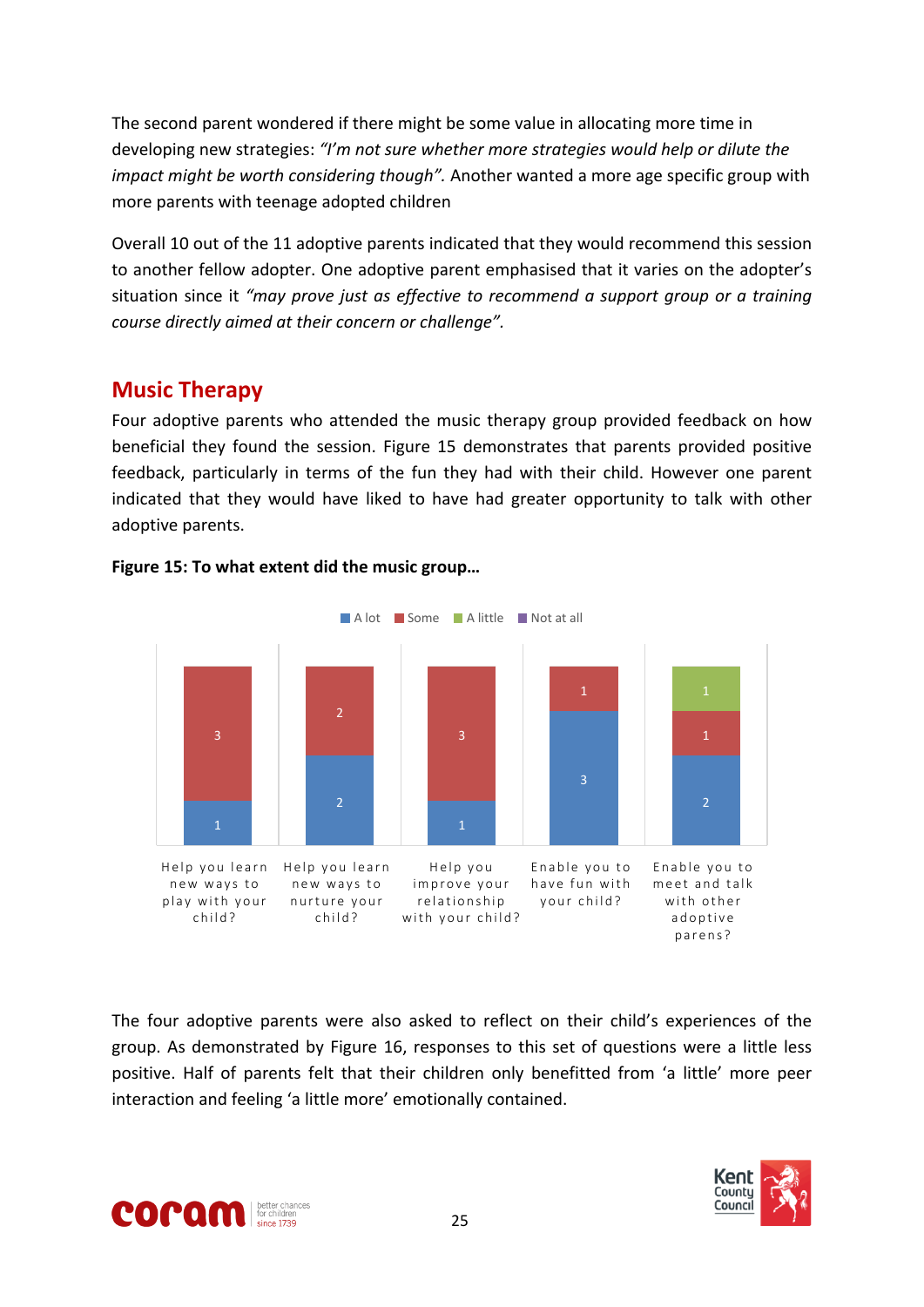The second parent wondered if there might be some value in allocating more time in developing new strategies: *"I'm not sure whether more strategies would help or dilute the impact might be worth considering though".* Another wanted a more age specific group with more parents with teenage adopted children

Overall 10 out of the 11 adoptive parents indicated that they would recommend this session to another fellow adopter. One adoptive parent emphasised that it varies on the adopter's situation since it *"may prove just as effective to recommend a support group or a training course directly aimed at their concern or challenge".*

## Music Therapy

Four adoptive parents who attended the music therapy group provided feedback on how beneficial they found the session. Figure 15 demonstrates that parents provided positive feedback, particularly in terms of the fun they had with their child. However one parent indicated that they would have liked to have had greater opportunity to talk with other adoptive parents.

**Figure 15: To what extent did the music group…**

| | A lot | Some | A little | Not at all |
|---|---|---|---|---|
| Help you learn new ways to play with your child? | 1 | 3 | | |
| Help you learn new ways to nurture your child? | 2 | 2 | | |
| Help you improve your relationship with your child? | 1 | 3 | | |
| Enable you to have fun with your child? | 3 | 1 | | |
| Enable you to meet and talk with other adoptive parens? | 2 | 1 | 1 | |

The four adoptive parents were also asked to reflect on their child's experiences of the group. As demonstrated by Figure 16, responses to this set of questions were a little less positive. Half of parents felt that their children only benefitted from 'a little' more peer interaction and feeling 'a little more' emotionally contained.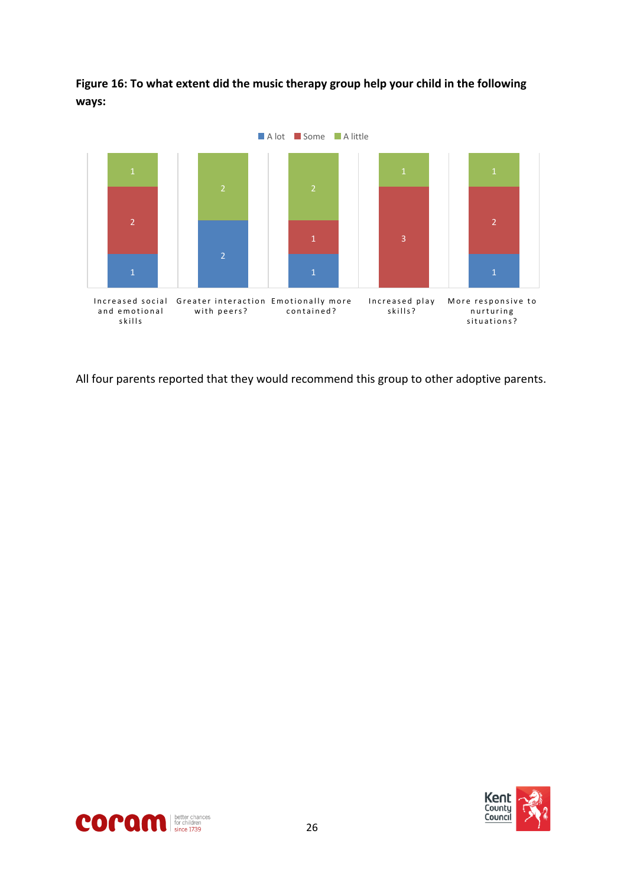**Figure 16: To what extent did the music therapy group help your child in the following ways:**

A lot
Some
A little

1
2
1

2
2

2
1
1

1
3

1
2
1

Increased social and emotional skills
Greater interaction with peers?
Emotionally more contained?
Increased play skills?
More responsive to nurturing situations?

All four parents reported that they would recommend this group to other adoptive parents.